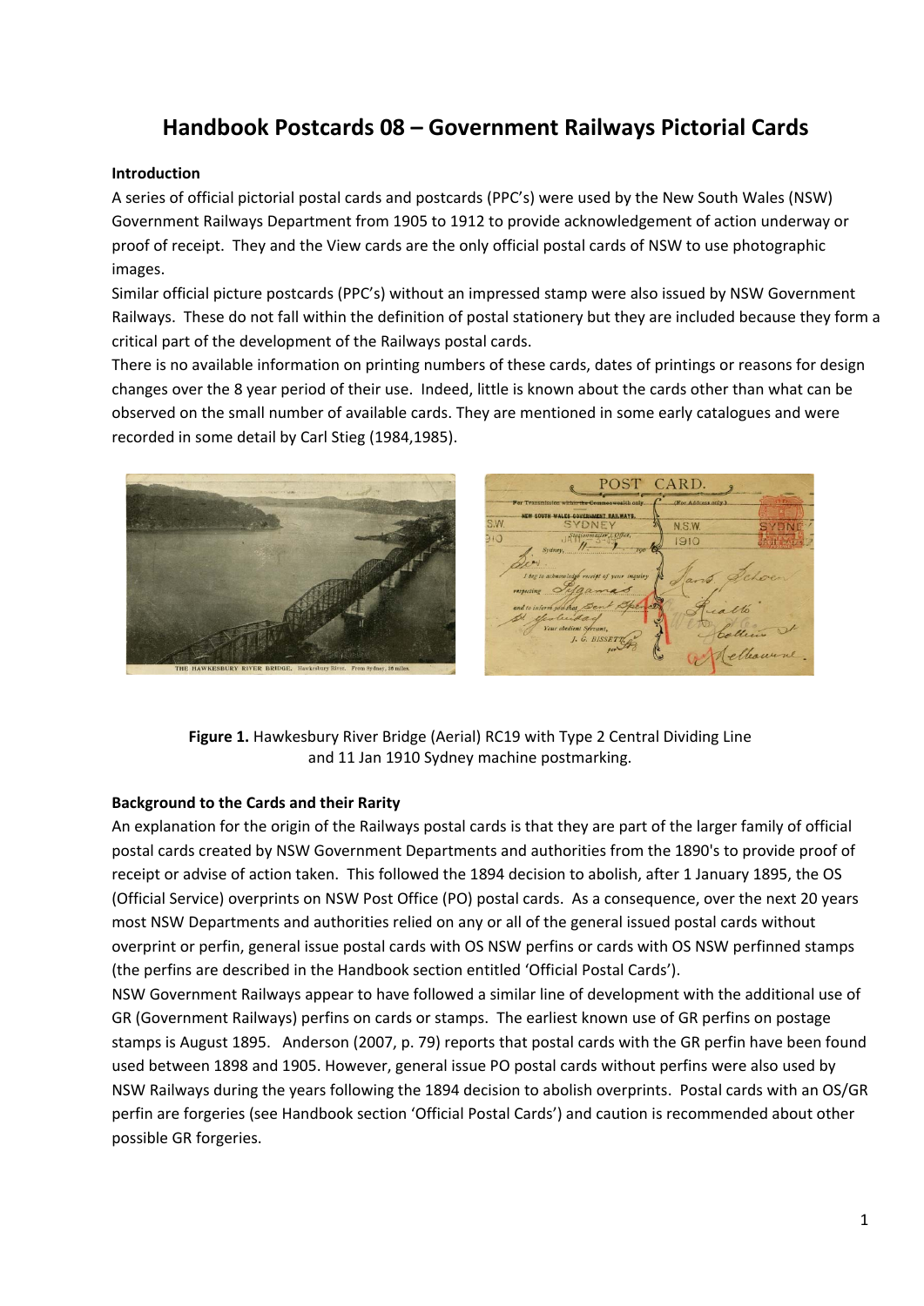# Handbook Postcards 08 – Government Railways Pictorial Cards

**Introduction**

A series of official pictorial postal cards and postcards (PPC's) were used by the New South Wales (NSW) Government Railways Department from 1905 to 1912 to provide acknowledgement of action underway or proof of receipt. They and the View cards are the only official postal cards of NSW to use photographic images.

Similar official picture postcards (PPC's) without an impressed stamp were also issued by NSW Government Railways. These do not fall within the definition of postal stationery but they are included because they form a critical part of the development of the Railways postal cards.

There is no available information on printing numbers of these cards, dates of printings or reasons for design changes over the 8 year period of their use. Indeed, little is known about the cards other than what can be observed on the small number of available cards. They are mentioned in some early catalogues and were recorded in some detail by Carl Stieg (1984,1985).

**Figure 1.** Hawkesbury River Bridge (Aerial) RC19 with Type 2 Central Dividing Line and 11 Jan 1910 Sydney machine postmarking.

**Background to the Cards and their Rarity**

An explanation for the origin of the Railways postal cards is that they are part of the larger family of official postal cards created by NSW Government Departments and authorities from the 1890's to provide proof of receipt or advise of action taken. This followed the 1894 decision to abolish, after 1 January 1895, the OS (Official Service) overprints on NSW Post Office (PO) postal cards. As a consequence, over the next 20 years most NSW Departments and authorities relied on any or all of the general issued postal cards without overprint or perfin, general issue postal cards with OS NSW perfins or cards with OS NSW perfinned stamps (the perfins are described in the Handbook section entitled 'Official Postal Cards').

NSW Government Railways appear to have followed a similar line of development with the additional use of GR (Government Railways) perfins on cards or stamps. The earliest known use of GR perfins on postage stamps is August 1895. Anderson (2007, p. 79) reports that postal cards with the GR perfin have been found used between 1898 and 1905. However, general issue PO postal cards without perfins were also used by NSW Railways during the years following the 1894 decision to abolish overprints. Postal cards with an OS/GR perfin are forgeries (see Handbook section 'Official Postal Cards') and caution is recommended about other possible GR forgeries.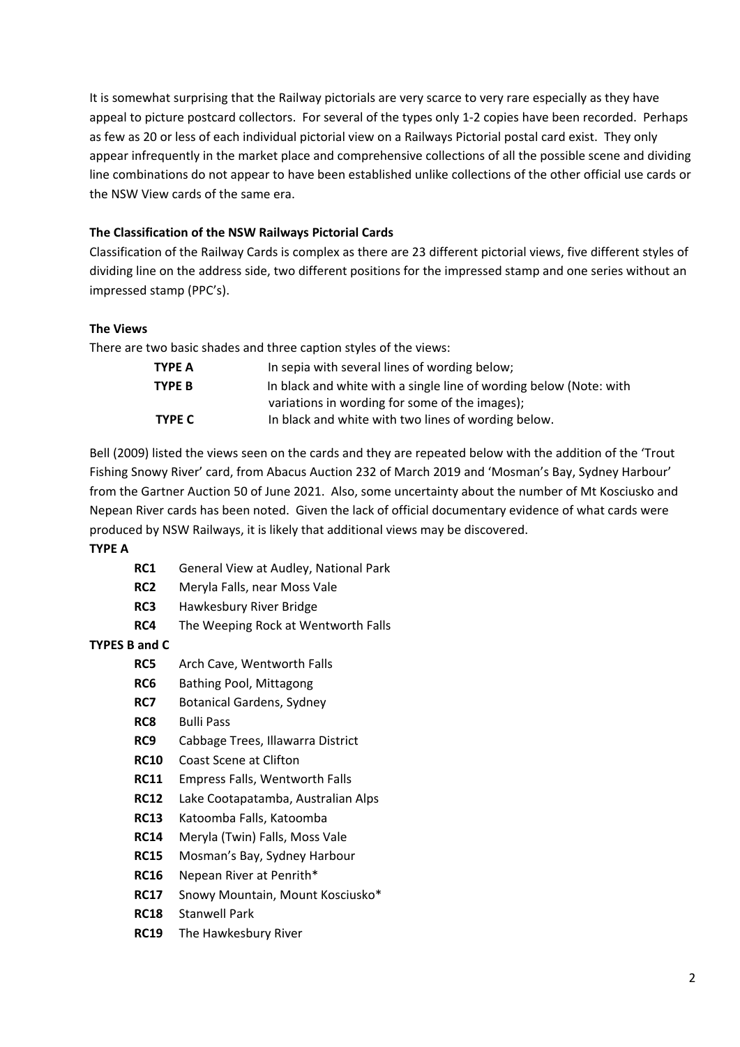It is somewhat surprising that the Railway pictorials are very scarce to very rare especially as they have appeal to picture postcard collectors. For several of the types only 1-2 copies have been recorded. Perhaps as few as 20 or less of each individual pictorial view on a Railways Pictorial postal card exist. They only appear infrequently in the market place and comprehensive collections of all the possible scene and dividing line combinations do not appear to have been established unlike collections of the other official use cards or the NSW View cards of the same era.

**The Classification of the NSW Railways Pictorial Cards**

Classification of the Railway Cards is complex as there are 23 different pictorial views, five different styles of dividing line on the address side, two different positions for the impressed stamp and one series without an impressed stamp (PPC's).

**The Views**

There are two basic shades and three caption styles of the views:

| | |
|---|---|
| **TYPE A** | In sepia with several lines of wording below; |
| **TYPE B** | In black and white with a single line of wording below (Note: with variations in wording for some of the images); |
| **TYPE C** | In black and white with two lines of wording below. |

Bell (2009) listed the views seen on the cards and they are repeated below with the addition of the 'Trout Fishing Snowy River' card, from Abacus Auction 232 of March 2019 and 'Mosman's Bay, Sydney Harbour' from the Gartner Auction 50 of June 2021. Also, some uncertainty about the number of Mt Kosciusko and Nepean River cards has been noted. Given the lack of official documentary evidence of what cards were produced by NSW Railways, it is likely that additional views may be discovered.

**TYPE A**

- **RC1** General View at Audley, National Park
- **RC2** Meryla Falls, near Moss Vale
- **RC3** Hawkesbury River Bridge
- **RC4** The Weeping Rock at Wentworth Falls

**TYPES B and C**

- **RC5** Arch Cave, Wentworth Falls
- **RC6** Bathing Pool, Mittagong
- **RC7** Botanical Gardens, Sydney
- **RC8** Bulli Pass
- **RC9** Cabbage Trees, Illawarra District
- **RC10** Coast Scene at Clifton
- **RC11** Empress Falls, Wentworth Falls
- **RC12** Lake Cootapatamba, Australian Alps
- **RC13** Katoomba Falls, Katoomba
- **RC14** Meryla (Twin) Falls, Moss Vale
- **RC15** Mosman's Bay, Sydney Harbour
- **RC16** Nepean River at Penrith*
- **RC17** Snowy Mountain, Mount Kosciusko*
- **RC18** Stanwell Park
- **RC19** The Hawkesbury River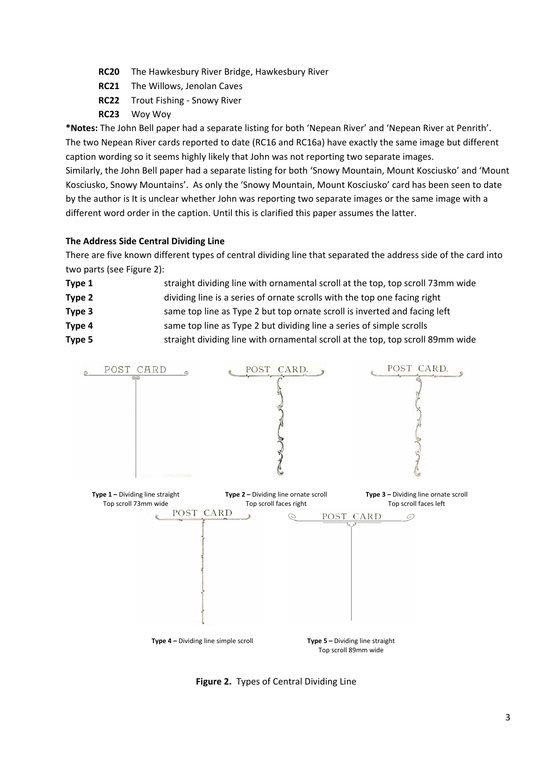**RC20** The Hawkesbury River Bridge, Hawkesbury River

**RC21** The Willows, Jenolan Caves

**RC22** Trout Fishing - Snowy River

**RC23** Woy Woy

***Notes:** The John Bell paper had a separate listing for both 'Nepean River' and 'Nepean River at Penrith'. The two Nepean River cards reported to date (RC16 and RC16a) have exactly the same image but different caption wording so it seems highly likely that John was not reporting two separate images.
Similarly, the John Bell paper had a separate listing for both 'Snowy Mountain, Mount Kosciusko' and 'Mount Kosciusko, Snowy Mountains'. As only the 'Snowy Mountain, Mount Kosciusko' card has been seen to date by the author is It is unclear whether John was reporting two separate images or the same image with a different word order in the caption. Until this is clarified this paper assumes the latter.

**The Address Side Central Dividing Line**

There are five known different types of central dividing line that separated the address side of the card into two parts (see Figure 2):

| | |
|---|---|
| **Type 1** | straight dividing line with ornamental scroll at the top, top scroll 73mm wide |
| **Type 2** | dividing line is a series of ornate scrolls with the top one facing right |
| **Type 3** | same top line as Type 2 but top ornate scroll is inverted and facing left |
| **Type 4** | same top line as Type 2 but dividing line a series of simple scrolls |
| **Type 5** | straight dividing line with ornamental scroll at the top, top scroll 89mm wide |

**Type 1 –** Dividing line straight Top scroll 73mm wide

**Type 2 –** Dividing line ornate scroll Top scroll faces right

**Type 3 –** Dividing line ornate scroll Top scroll faces left

**Type 4 –** Dividing line simple scroll

**Type 5 –** Dividing line straight Top scroll 89mm wide

**Figure 2.** Types of Central Dividing Line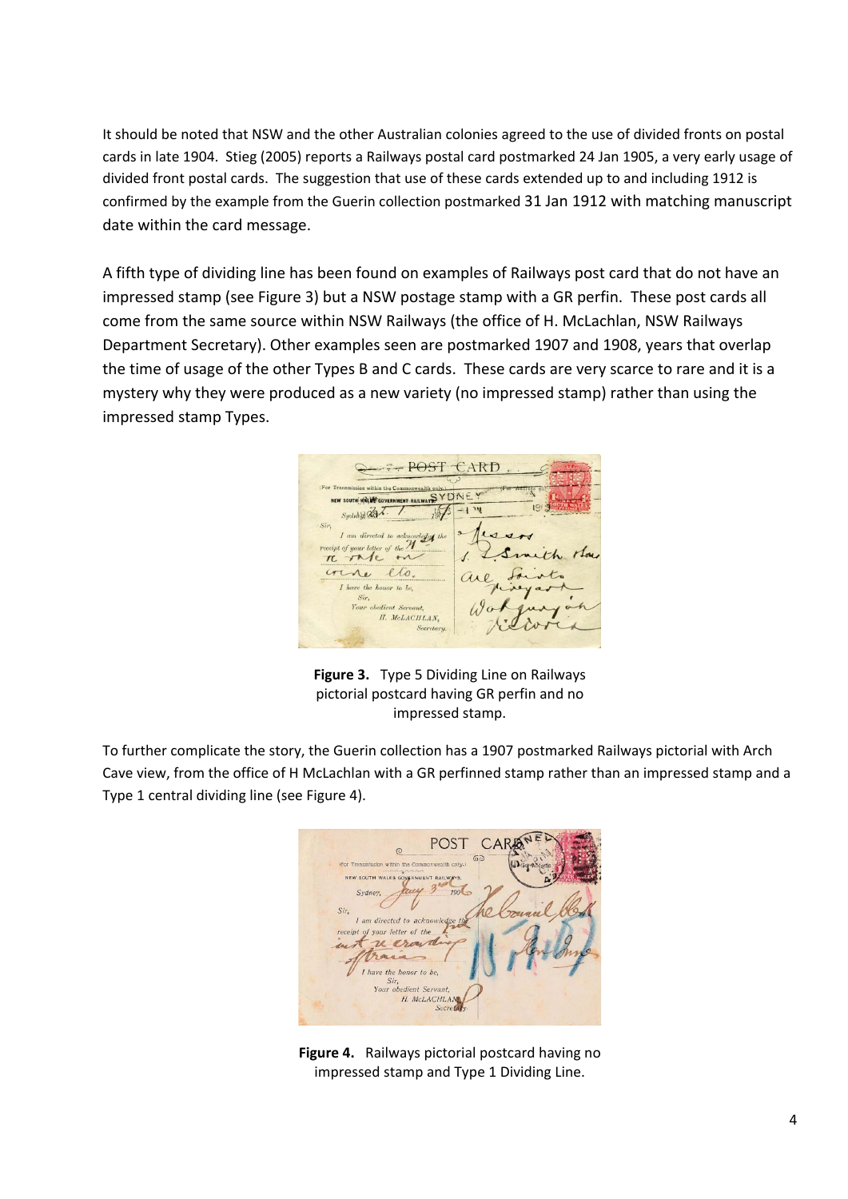It should be noted that NSW and the other Australian colonies agreed to the use of divided fronts on postal cards in late 1904. Stieg (2005) reports a Railways postal card postmarked 24 Jan 1905, a very early usage of divided front postal cards. The suggestion that use of these cards extended up to and including 1912 is confirmed by the example from the Guerin collection postmarked 31 Jan 1912 with matching manuscript date within the card message.

A fifth type of dividing line has been found on examples of Railways post card that do not have an impressed stamp (see Figure 3) but a NSW postage stamp with a GR perfin. These post cards all come from the same source within NSW Railways (the office of H. McLachlan, NSW Railways Department Secretary). Other examples seen are postmarked 1907 and 1908, years that overlap the time of usage of the other Types B and C cards. These cards are very scarce to rare and it is a mystery why they were produced as a new variety (no impressed stamp) rather than using the impressed stamp Types.

**Figure 3.** Type 5 Dividing Line on Railways pictorial postcard having GR perfin and no impressed stamp.

To further complicate the story, the Guerin collection has a 1907 postmarked Railways pictorial with Arch Cave view, from the office of H McLachlan with a GR perfinned stamp rather than an impressed stamp and a Type 1 central dividing line (see Figure 4).

**Figure 4.** Railways pictorial postcard having no impressed stamp and Type 1 Dividing Line.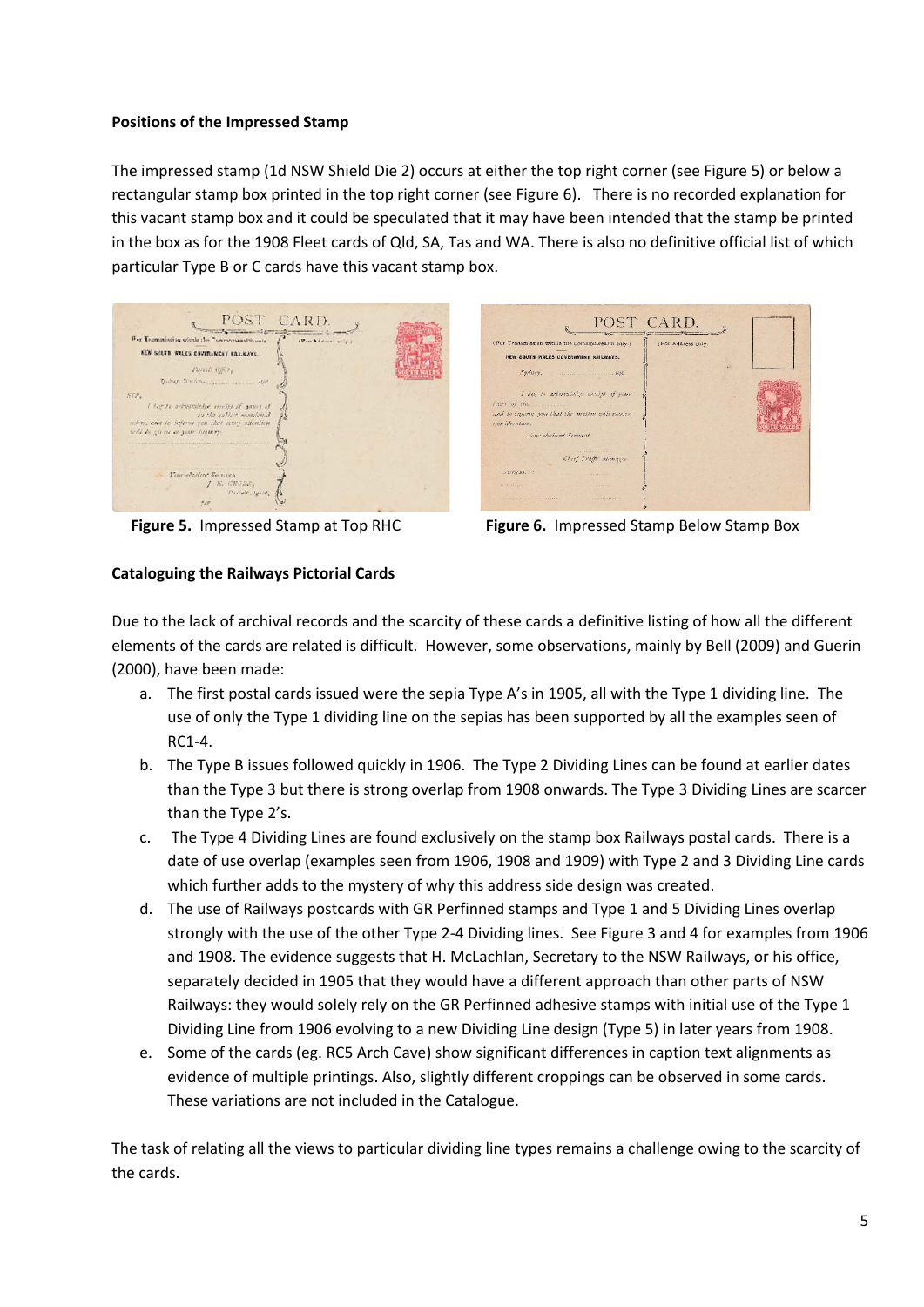**Positions of the Impressed Stamp**

The impressed stamp (1d NSW Shield Die 2) occurs at either the top right corner (see Figure 5) or below a rectangular stamp box printed in the top right corner (see Figure 6). There is no recorded explanation for this vacant stamp box and it could be speculated that it may have been intended that the stamp be printed in the box as for the 1908 Fleet cards of Qld, SA, Tas and WA. There is also no definitive official list of which particular Type B or C cards have this vacant stamp box.

**Figure 5.** Impressed Stamp at Top RHC

**Figure 6.** Impressed Stamp Below Stamp Box

**Cataloguing the Railways Pictorial Cards**

Due to the lack of archival records and the scarcity of these cards a definitive listing of how all the different elements of the cards are related is difficult. However, some observations, mainly by Bell (2009) and Guerin (2000), have been made:

a. The first postal cards issued were the sepia Type A's in 1905, all with the Type 1 dividing line. The use of only the Type 1 dividing line on the sepias has been supported by all the examples seen of RC1-4.
b. The Type B issues followed quickly in 1906. The Type 2 Dividing Lines can be found at earlier dates than the Type 3 but there is strong overlap from 1908 onwards. The Type 3 Dividing Lines are scarcer than the Type 2's.
c. The Type 4 Dividing Lines are found exclusively on the stamp box Railways postal cards. There is a date of use overlap (examples seen from 1906, 1908 and 1909) with Type 2 and 3 Dividing Line cards which further adds to the mystery of why this address side design was created.
d. The use of Railways postcards with GR Perfinned stamps and Type 1 and 5 Dividing Lines overlap strongly with the use of the other Type 2-4 Dividing lines. See Figure 3 and 4 for examples from 1906 and 1908. The evidence suggests that H. McLachlan, Secretary to the NSW Railways, or his office, separately decided in 1905 that they would have a different approach than other parts of NSW Railways: they would solely rely on the GR Perfinned adhesive stamps with initial use of the Type 1 Dividing Line from 1906 evolving to a new Dividing Line design (Type 5) in later years from 1908.
e. Some of the cards (eg. RC5 Arch Cave) show significant differences in caption text alignments as evidence of multiple printings. Also, slightly different croppings can be observed in some cards. These variations are not included in the Catalogue.

The task of relating all the views to particular dividing line types remains a challenge owing to the scarcity of the cards.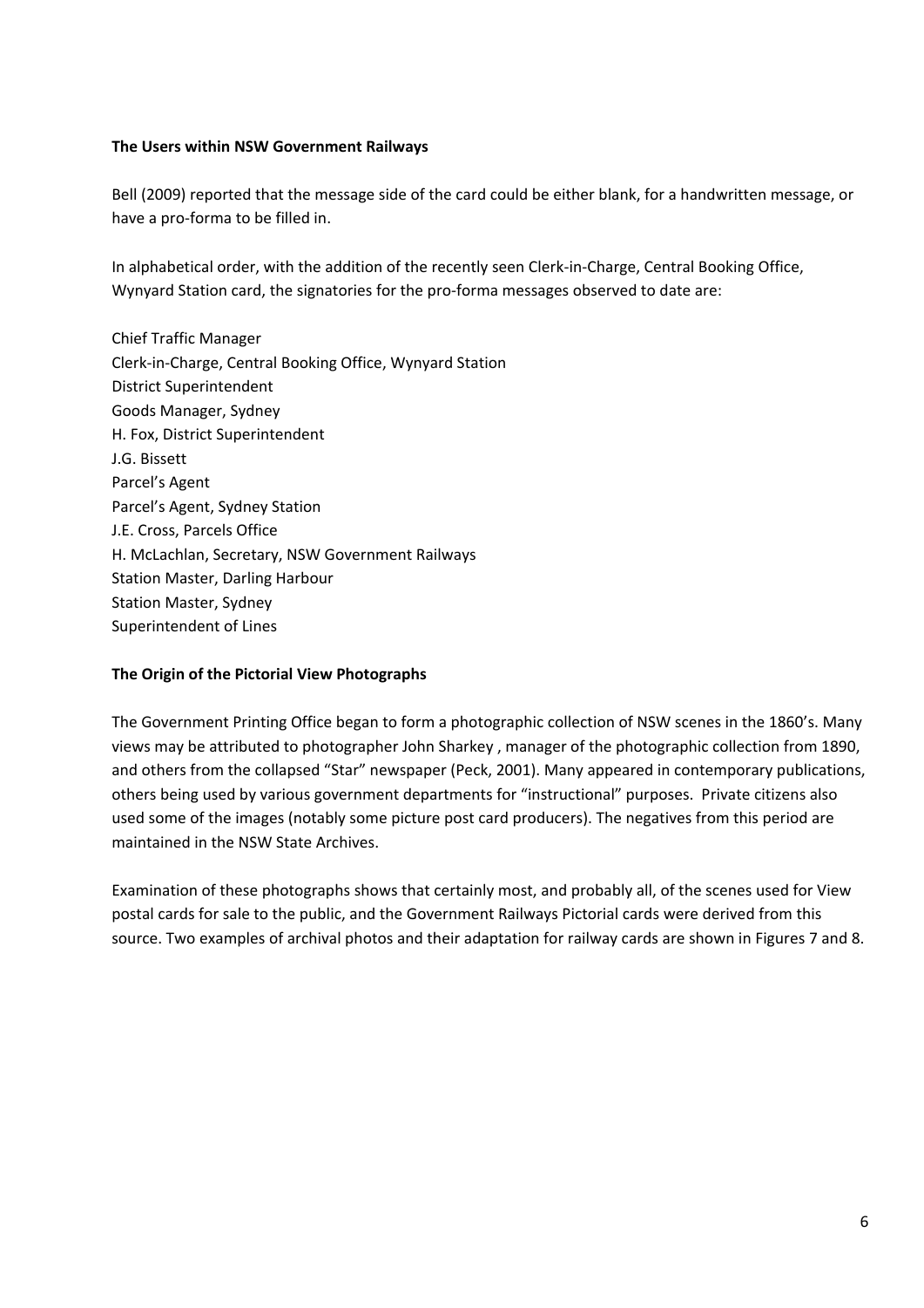**The Users within NSW Government Railways**

Bell (2009) reported that the message side of the card could be either blank, for a handwritten message, or have a pro-forma to be filled in.

In alphabetical order, with the addition of the recently seen Clerk-in-Charge, Central Booking Office, Wynyard Station card, the signatories for the pro-forma messages observed to date are:

Chief Traffic Manager
Clerk-in-Charge, Central Booking Office, Wynyard Station
District Superintendent
Goods Manager, Sydney
H. Fox, District Superintendent
J.G. Bissett
Parcel's Agent
Parcel's Agent, Sydney Station
J.E. Cross, Parcels Office
H. McLachlan, Secretary, NSW Government Railways
Station Master, Darling Harbour
Station Master, Sydney
Superintendent of Lines

**The Origin of the Pictorial View Photographs**

The Government Printing Office began to form a photographic collection of NSW scenes in the 1860's. Many views may be attributed to photographer John Sharkey , manager of the photographic collection from 1890, and others from the collapsed "Star" newspaper (Peck, 2001). Many appeared in contemporary publications, others being used by various government departments for "instructional" purposes. Private citizens also used some of the images (notably some picture post card producers). The negatives from this period are maintained in the NSW State Archives.

Examination of these photographs shows that certainly most, and probably all, of the scenes used for View postal cards for sale to the public, and the Government Railways Pictorial cards were derived from this source. Two examples of archival photos and their adaptation for railway cards are shown in Figures 7 and 8.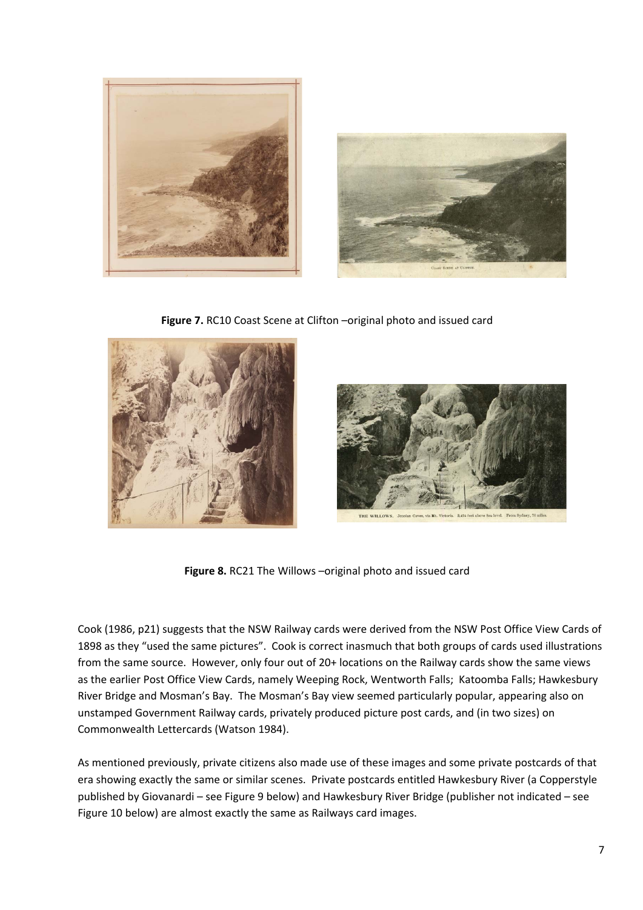**Figure 7.** RC10 Coast Scene at Clifton –original photo and issued card

**Figure 8.** RC21 The Willows –original photo and issued card

Cook (1986, p21) suggests that the NSW Railway cards were derived from the NSW Post Office View Cards of 1898 as they "used the same pictures". Cook is correct inasmuch that both groups of cards used illustrations from the same source. However, only four out of 20+ locations on the Railway cards show the same views as the earlier Post Office View Cards, namely Weeping Rock, Wentworth Falls; Katoomba Falls; Hawkesbury River Bridge and Mosman's Bay. The Mosman's Bay view seemed particularly popular, appearing also on unstamped Government Railway cards, privately produced picture post cards, and (in two sizes) on Commonwealth Lettercards (Watson 1984).

As mentioned previously, private citizens also made use of these images and some private postcards of that era showing exactly the same or similar scenes. Private postcards entitled Hawkesbury River (a Copperstyle published by Giovanardi – see Figure 9 below) and Hawkesbury River Bridge (publisher not indicated – see Figure 10 below) are almost exactly the same as Railways card images.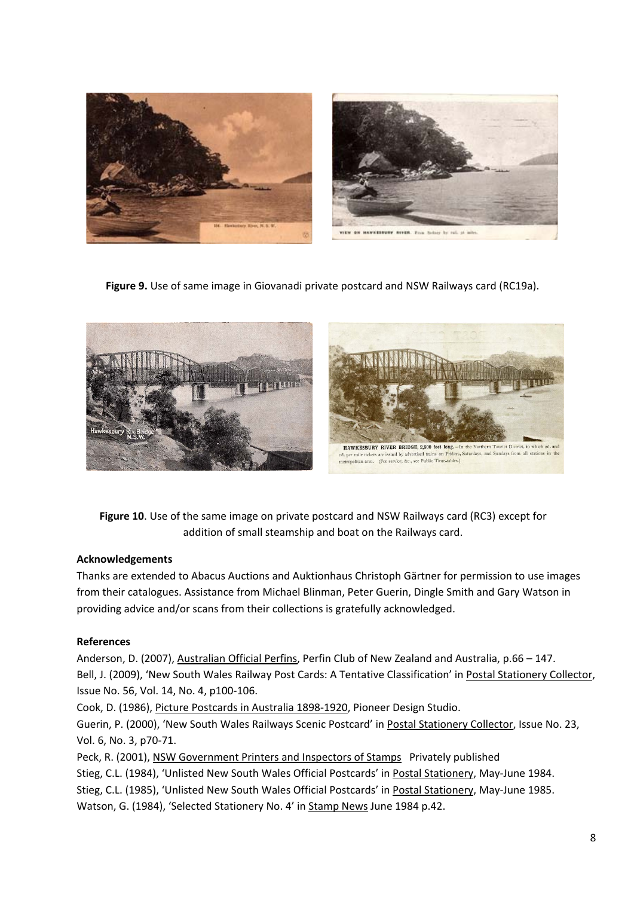**Figure 9.** Use of same image in Giovanadi private postcard and NSW Railways card (RC19a).

**Figure 10**. Use of the same image on private postcard and NSW Railways card (RC3) except for addition of small steamship and boat on the Railways card.

**Acknowledgements**

Thanks are extended to Abacus Auctions and Auktionhaus Christoph Gärtner for permission to use images from their catalogues. Assistance from Michael Blinman, Peter Guerin, Dingle Smith and Gary Watson in providing advice and/or scans from their collections is gratefully acknowledged.

**References**

Anderson, D. (2007), Australian Official Perfins, Perfin Club of New Zealand and Australia, p.66 – 147.

Bell, J. (2009), 'New South Wales Railway Post Cards: A Tentative Classification' in Postal Stationery Collector, Issue No. 56, Vol. 14, No. 4, p100-106.

Cook, D. (1986), Picture Postcards in Australia 1898-1920, Pioneer Design Studio.

Guerin, P. (2000), 'New South Wales Railways Scenic Postcard' in Postal Stationery Collector, Issue No. 23, Vol. 6, No. 3, p70-71.

Peck, R. (2001), NSW Government Printers and Inspectors of Stamps Privately published

Stieg, C.L. (1984), 'Unlisted New South Wales Official Postcards' in Postal Stationery, May-June 1984.

Stieg, C.L. (1985), 'Unlisted New South Wales Official Postcards' in Postal Stationery, May-June 1985.

Watson, G. (1984), 'Selected Stationery No. 4' in Stamp News June 1984 p.42.